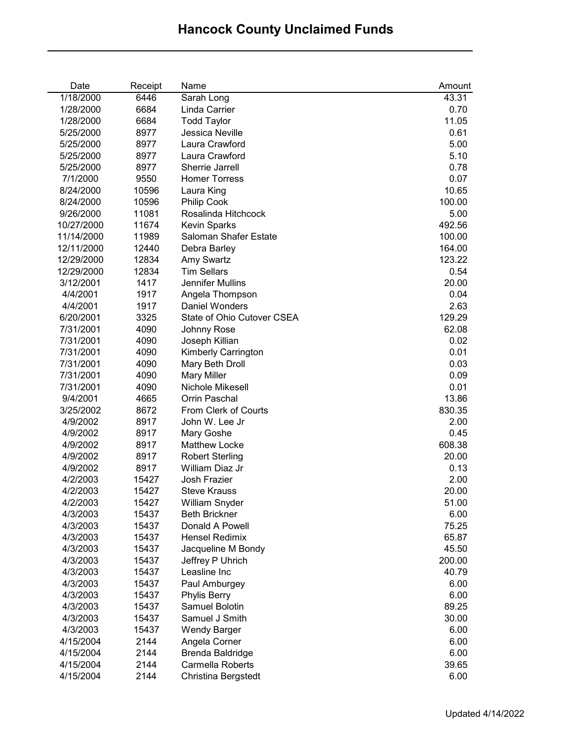# Hancock County Unclaimed Funds

| Date | Receipt | Name | Amount |
|---|---|---|---|
| 1/18/2000 | 6446 | Sarah Long | 43.31 |
| 1/28/2000 | 6684 | Linda Carrier | 0.70 |
| 1/28/2000 | 6684 | Todd Taylor | 11.05 |
| 5/25/2000 | 8977 | Jessica Neville | 0.61 |
| 5/25/2000 | 8977 | Laura Crawford | 5.00 |
| 5/25/2000 | 8977 | Laura Crawford | 5.10 |
| 5/25/2000 | 8977 | Sherrie Jarrell | 0.78 |
| 7/1/2000 | 9550 | Homer Torress | 0.07 |
| 8/24/2000 | 10596 | Laura King | 10.65 |
| 8/24/2000 | 10596 | Philip Cook | 100.00 |
| 9/26/2000 | 11081 | Rosalinda Hitchcock | 5.00 |
| 10/27/2000 | 11674 | Kevin Sparks | 492.56 |
| 11/14/2000 | 11989 | Saloman Shafer Estate | 100.00 |
| 12/11/2000 | 12440 | Debra Barley | 164.00 |
| 12/29/2000 | 12834 | Amy Swartz | 123.22 |
| 12/29/2000 | 12834 | Tim Sellars | 0.54 |
| 3/12/2001 | 1417 | Jennifer Mullins | 20.00 |
| 4/4/2001 | 1917 | Angela Thompson | 0.04 |
| 4/4/2001 | 1917 | Daniel Wonders | 2.63 |
| 6/20/2001 | 3325 | State of Ohio Cutover CSEA | 129.29 |
| 7/31/2001 | 4090 | Johnny Rose | 62.08 |
| 7/31/2001 | 4090 | Joseph Killian | 0.02 |
| 7/31/2001 | 4090 | Kimberly Carrington | 0.01 |
| 7/31/2001 | 4090 | Mary Beth Droll | 0.03 |
| 7/31/2001 | 4090 | Mary Miller | 0.09 |
| 7/31/2001 | 4090 | Nichole Mikesell | 0.01 |
| 9/4/2001 | 4665 | Orrin Paschal | 13.86 |
| 3/25/2002 | 8672 | From Clerk of Courts | 830.35 |
| 4/9/2002 | 8917 | John W. Lee Jr | 2.00 |
| 4/9/2002 | 8917 | Mary Goshe | 0.45 |
| 4/9/2002 | 8917 | Matthew Locke | 608.38 |
| 4/9/2002 | 8917 | Robert Sterling | 20.00 |
| 4/9/2002 | 8917 | William Diaz Jr | 0.13 |
| 4/2/2003 | 15427 | Josh Frazier | 2.00 |
| 4/2/2003 | 15427 | Steve Krauss | 20.00 |
| 4/2/2003 | 15427 | William Snyder | 51.00 |
| 4/3/2003 | 15437 | Beth Brickner | 6.00 |
| 4/3/2003 | 15437 | Donald A Powell | 75.25 |
| 4/3/2003 | 15437 | Hensel Redimix | 65.87 |
| 4/3/2003 | 15437 | Jacqueline M Bondy | 45.50 |
| 4/3/2003 | 15437 | Jeffrey P Uhrich | 200.00 |
| 4/3/2003 | 15437 | Leasline Inc | 40.79 |
| 4/3/2003 | 15437 | Paul Amburgey | 6.00 |
| 4/3/2003 | 15437 | Phylis Berry | 6.00 |
| 4/3/2003 | 15437 | Samuel Bolotin | 89.25 |
| 4/3/2003 | 15437 | Samuel J Smith | 30.00 |
| 4/3/2003 | 15437 | Wendy Barger | 6.00 |
| 4/15/2004 | 2144 | Angela Corner | 6.00 |
| 4/15/2004 | 2144 | Brenda Baldridge | 6.00 |
| 4/15/2004 | 2144 | Carmella Roberts | 39.65 |
| 4/15/2004 | 2144 | Christina Bergstedt | 6.00 |

Updated 4/14/2022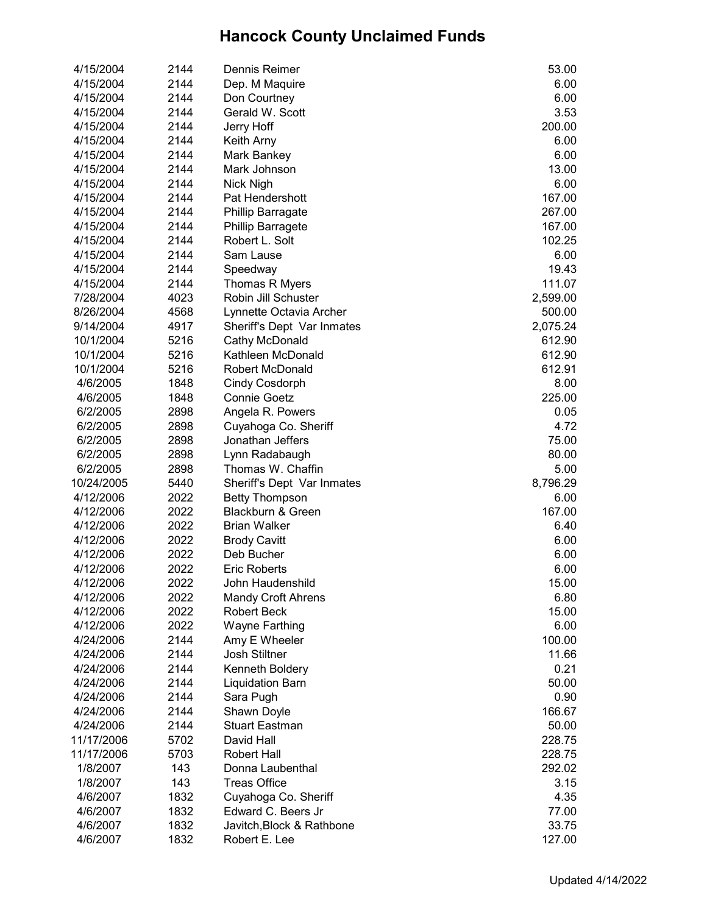# Hancock County Unclaimed Funds

| | | | |
|---|---|---|---|
| 4/15/2004 | 2144 | Dennis Reimer | 53.00 |
| 4/15/2004 | 2144 | Dep. M Maquire | 6.00 |
| 4/15/2004 | 2144 | Don Courtney | 6.00 |
| 4/15/2004 | 2144 | Gerald W. Scott | 3.53 |
| 4/15/2004 | 2144 | Jerry Hoff | 200.00 |
| 4/15/2004 | 2144 | Keith Arny | 6.00 |
| 4/15/2004 | 2144 | Mark Bankey | 6.00 |
| 4/15/2004 | 2144 | Mark Johnson | 13.00 |
| 4/15/2004 | 2144 | Nick Nigh | 6.00 |
| 4/15/2004 | 2144 | Pat Hendershott | 167.00 |
| 4/15/2004 | 2144 | Phillip Barragate | 267.00 |
| 4/15/2004 | 2144 | Phillip Barragete | 167.00 |
| 4/15/2004 | 2144 | Robert L. Solt | 102.25 |
| 4/15/2004 | 2144 | Sam Lause | 6.00 |
| 4/15/2004 | 2144 | Speedway | 19.43 |
| 4/15/2004 | 2144 | Thomas R Myers | 111.07 |
| 7/28/2004 | 4023 | Robin Jill Schuster | 2,599.00 |
| 8/26/2004 | 4568 | Lynnette Octavia Archer | 500.00 |
| 9/14/2004 | 4917 | Sheriff's Dept Var Inmates | 2,075.24 |
| 10/1/2004 | 5216 | Cathy McDonald | 612.90 |
| 10/1/2004 | 5216 | Kathleen McDonald | 612.90 |
| 10/1/2004 | 5216 | Robert McDonald | 612.91 |
| 4/6/2005 | 1848 | Cindy Cosdorph | 8.00 |
| 4/6/2005 | 1848 | Connie Goetz | 225.00 |
| 6/2/2005 | 2898 | Angela R. Powers | 0.05 |
| 6/2/2005 | 2898 | Cuyahoga Co. Sheriff | 4.72 |
| 6/2/2005 | 2898 | Jonathan Jeffers | 75.00 |
| 6/2/2005 | 2898 | Lynn Radabaugh | 80.00 |
| 6/2/2005 | 2898 | Thomas W. Chaffin | 5.00 |
| 10/24/2005 | 5440 | Sheriff's Dept Var Inmates | 8,796.29 |
| 4/12/2006 | 2022 | Betty Thompson | 6.00 |
| 4/12/2006 | 2022 | Blackburn & Green | 167.00 |
| 4/12/2006 | 2022 | Brian Walker | 6.40 |
| 4/12/2006 | 2022 | Brody Cavitt | 6.00 |
| 4/12/2006 | 2022 | Deb Bucher | 6.00 |
| 4/12/2006 | 2022 | Eric Roberts | 6.00 |
| 4/12/2006 | 2022 | John Haudenshild | 15.00 |
| 4/12/2006 | 2022 | Mandy Croft Ahrens | 6.80 |
| 4/12/2006 | 2022 | Robert Beck | 15.00 |
| 4/12/2006 | 2022 | Wayne Farthing | 6.00 |
| 4/24/2006 | 2144 | Amy E Wheeler | 100.00 |
| 4/24/2006 | 2144 | Josh Stiltner | 11.66 |
| 4/24/2006 | 2144 | Kenneth Boldery | 0.21 |
| 4/24/2006 | 2144 | Liquidation Barn | 50.00 |
| 4/24/2006 | 2144 | Sara Pugh | 0.90 |
| 4/24/2006 | 2144 | Shawn Doyle | 166.67 |
| 4/24/2006 | 2144 | Stuart Eastman | 50.00 |
| 11/17/2006 | 5702 | David Hall | 228.75 |
| 11/17/2006 | 5703 | Robert Hall | 228.75 |
| 1/8/2007 | 143 | Donna Laubenthal | 292.02 |
| 1/8/2007 | 143 | Treas Office | 3.15 |
| 4/6/2007 | 1832 | Cuyahoga Co. Sheriff | 4.35 |
| 4/6/2007 | 1832 | Edward C. Beers Jr | 77.00 |
| 4/6/2007 | 1832 | Javitch,Block & Rathbone | 33.75 |
| 4/6/2007 | 1832 | Robert E. Lee | 127.00 |

Updated 4/14/2022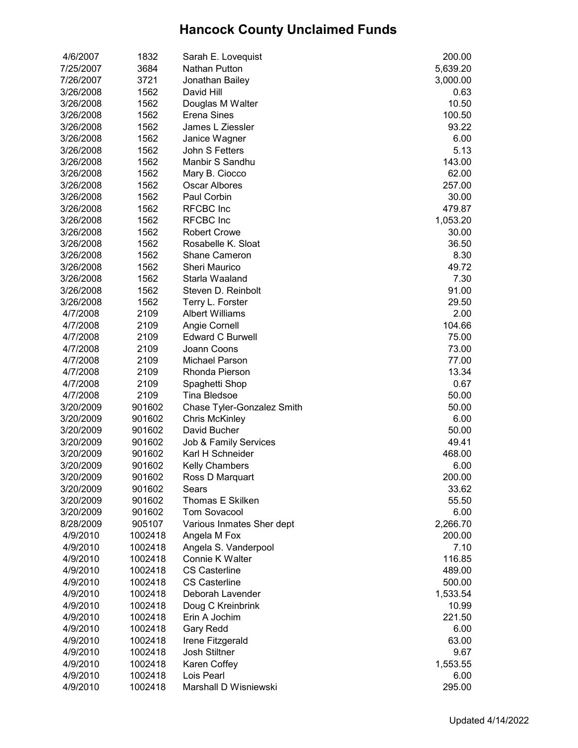# Hancock County Unclaimed Funds

| | | | |
|---|---|---|---|
| 4/6/2007 | 1832 | Sarah E. Lovequist | 200.00 |
| 7/25/2007 | 3684 | Nathan Putton | 5,639.20 |
| 7/26/2007 | 3721 | Jonathan Bailey | 3,000.00 |
| 3/26/2008 | 1562 | David Hill | 0.63 |
| 3/26/2008 | 1562 | Douglas M Walter | 10.50 |
| 3/26/2008 | 1562 | Erena Sines | 100.50 |
| 3/26/2008 | 1562 | James L Ziessler | 93.22 |
| 3/26/2008 | 1562 | Janice Wagner | 6.00 |
| 3/26/2008 | 1562 | John S Fetters | 5.13 |
| 3/26/2008 | 1562 | Manbir S Sandhu | 143.00 |
| 3/26/2008 | 1562 | Mary B. Ciocco | 62.00 |
| 3/26/2008 | 1562 | Oscar Albores | 257.00 |
| 3/26/2008 | 1562 | Paul Corbin | 30.00 |
| 3/26/2008 | 1562 | RFCBC Inc | 479.87 |
| 3/26/2008 | 1562 | RFCBC Inc | 1,053.20 |
| 3/26/2008 | 1562 | Robert Crowe | 30.00 |
| 3/26/2008 | 1562 | Rosabelle K. Sloat | 36.50 |
| 3/26/2008 | 1562 | Shane Cameron | 8.30 |
| 3/26/2008 | 1562 | Sheri Maurico | 49.72 |
| 3/26/2008 | 1562 | Starla Waaland | 7.30 |
| 3/26/2008 | 1562 | Steven D. Reinbolt | 91.00 |
| 3/26/2008 | 1562 | Terry L. Forster | 29.50 |
| 4/7/2008 | 2109 | Albert Williams | 2.00 |
| 4/7/2008 | 2109 | Angie Cornell | 104.66 |
| 4/7/2008 | 2109 | Edward C Burwell | 75.00 |
| 4/7/2008 | 2109 | Joann Coons | 73.00 |
| 4/7/2008 | 2109 | Michael Parson | 77.00 |
| 4/7/2008 | 2109 | Rhonda Pierson | 13.34 |
| 4/7/2008 | 2109 | Spaghetti Shop | 0.67 |
| 4/7/2008 | 2109 | Tina Bledsoe | 50.00 |
| 3/20/2009 | 901602 | Chase Tyler-Gonzalez Smith | 50.00 |
| 3/20/2009 | 901602 | Chris McKinley | 6.00 |
| 3/20/2009 | 901602 | David Bucher | 50.00 |
| 3/20/2009 | 901602 | Job & Family Services | 49.41 |
| 3/20/2009 | 901602 | Karl H Schneider | 468.00 |
| 3/20/2009 | 901602 | Kelly Chambers | 6.00 |
| 3/20/2009 | 901602 | Ross D Marquart | 200.00 |
| 3/20/2009 | 901602 | Sears | 33.62 |
| 3/20/2009 | 901602 | Thomas E Skilken | 55.50 |
| 3/20/2009 | 901602 | Tom Sovacool | 6.00 |
| 8/28/2009 | 905107 | Various Inmates Sher dept | 2,266.70 |
| 4/9/2010 | 1002418 | Angela M Fox | 200.00 |
| 4/9/2010 | 1002418 | Angela S. Vanderpool | 7.10 |
| 4/9/2010 | 1002418 | Connie K Walter | 116.85 |
| 4/9/2010 | 1002418 | CS Casterline | 489.00 |
| 4/9/2010 | 1002418 | CS Casterline | 500.00 |
| 4/9/2010 | 1002418 | Deborah Lavender | 1,533.54 |
| 4/9/2010 | 1002418 | Doug C Kreinbrink | 10.99 |
| 4/9/2010 | 1002418 | Erin A Jochim | 221.50 |
| 4/9/2010 | 1002418 | Gary Redd | 6.00 |
| 4/9/2010 | 1002418 | Irene Fitzgerald | 63.00 |
| 4/9/2010 | 1002418 | Josh Stiltner | 9.67 |
| 4/9/2010 | 1002418 | Karen Coffey | 1,553.55 |
| 4/9/2010 | 1002418 | Lois Pearl | 6.00 |
| 4/9/2010 | 1002418 | Marshall D Wisniewski | 295.00 |

Updated 4/14/2022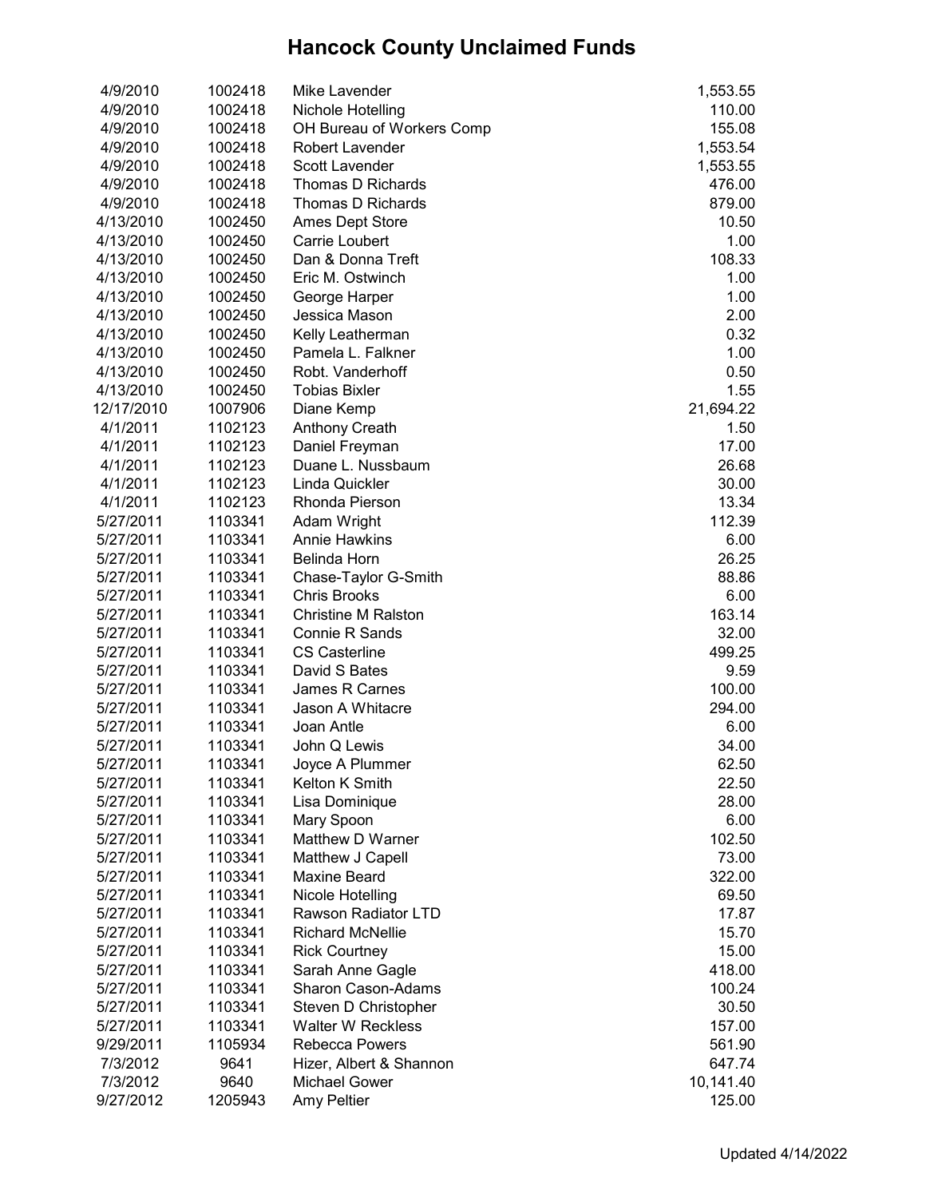# Hancock County Unclaimed Funds

| | | | |
|---|---|---|---|
| 4/9/2010 | 1002418 | Mike Lavender | 1,553.55 |
| 4/9/2010 | 1002418 | Nichole Hotelling | 110.00 |
| 4/9/2010 | 1002418 | OH Bureau of Workers Comp | 155.08 |
| 4/9/2010 | 1002418 | Robert Lavender | 1,553.54 |
| 4/9/2010 | 1002418 | Scott Lavender | 1,553.55 |
| 4/9/2010 | 1002418 | Thomas D Richards | 476.00 |
| 4/9/2010 | 1002418 | Thomas D Richards | 879.00 |
| 4/13/2010 | 1002450 | Ames Dept Store | 10.50 |
| 4/13/2010 | 1002450 | Carrie Loubert | 1.00 |
| 4/13/2010 | 1002450 | Dan & Donna Treft | 108.33 |
| 4/13/2010 | 1002450 | Eric M. Ostwinch | 1.00 |
| 4/13/2010 | 1002450 | George Harper | 1.00 |
| 4/13/2010 | 1002450 | Jessica Mason | 2.00 |
| 4/13/2010 | 1002450 | Kelly Leatherman | 0.32 |
| 4/13/2010 | 1002450 | Pamela L. Falkner | 1.00 |
| 4/13/2010 | 1002450 | Robt. Vanderhoff | 0.50 |
| 4/13/2010 | 1002450 | Tobias Bixler | 1.55 |
| 12/17/2010 | 1007906 | Diane Kemp | 21,694.22 |
| 4/1/2011 | 1102123 | Anthony Creath | 1.50 |
| 4/1/2011 | 1102123 | Daniel Freyman | 17.00 |
| 4/1/2011 | 1102123 | Duane L. Nussbaum | 26.68 |
| 4/1/2011 | 1102123 | Linda Quickler | 30.00 |
| 4/1/2011 | 1102123 | Rhonda Pierson | 13.34 |
| 5/27/2011 | 1103341 | Adam Wright | 112.39 |
| 5/27/2011 | 1103341 | Annie Hawkins | 6.00 |
| 5/27/2011 | 1103341 | Belinda Horn | 26.25 |
| 5/27/2011 | 1103341 | Chase-Taylor G-Smith | 88.86 |
| 5/27/2011 | 1103341 | Chris Brooks | 6.00 |
| 5/27/2011 | 1103341 | Christine M Ralston | 163.14 |
| 5/27/2011 | 1103341 | Connie R Sands | 32.00 |
| 5/27/2011 | 1103341 | CS Casterline | 499.25 |
| 5/27/2011 | 1103341 | David S Bates | 9.59 |
| 5/27/2011 | 1103341 | James R Carnes | 100.00 |
| 5/27/2011 | 1103341 | Jason A Whitacre | 294.00 |
| 5/27/2011 | 1103341 | Joan Antle | 6.00 |
| 5/27/2011 | 1103341 | John Q Lewis | 34.00 |
| 5/27/2011 | 1103341 | Joyce A Plummer | 62.50 |
| 5/27/2011 | 1103341 | Kelton K Smith | 22.50 |
| 5/27/2011 | 1103341 | Lisa Dominique | 28.00 |
| 5/27/2011 | 1103341 | Mary Spoon | 6.00 |
| 5/27/2011 | 1103341 | Matthew D Warner | 102.50 |
| 5/27/2011 | 1103341 | Matthew J Capell | 73.00 |
| 5/27/2011 | 1103341 | Maxine Beard | 322.00 |
| 5/27/2011 | 1103341 | Nicole Hotelling | 69.50 |
| 5/27/2011 | 1103341 | Rawson Radiator LTD | 17.87 |
| 5/27/2011 | 1103341 | Richard McNellie | 15.70 |
| 5/27/2011 | 1103341 | Rick Courtney | 15.00 |
| 5/27/2011 | 1103341 | Sarah Anne Gagle | 418.00 |
| 5/27/2011 | 1103341 | Sharon Cason-Adams | 100.24 |
| 5/27/2011 | 1103341 | Steven D Christopher | 30.50 |
| 5/27/2011 | 1103341 | Walter W Reckless | 157.00 |
| 9/29/2011 | 1105934 | Rebecca Powers | 561.90 |
| 7/3/2012 | 9641 | Hizer, Albert & Shannon | 647.74 |
| 7/3/2012 | 9640 | Michael Gower | 10,141.40 |
| 9/27/2012 | 1205943 | Amy Peltier | 125.00 |

Updated 4/14/2022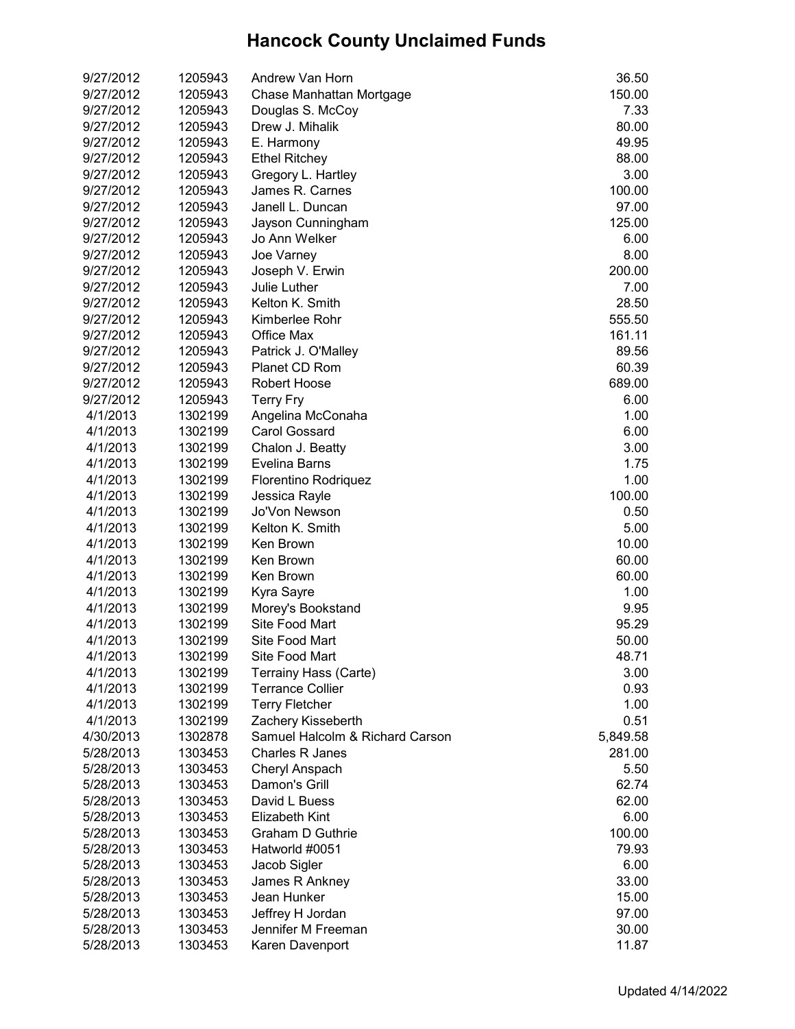# Hancock County Unclaimed Funds

| | | | |
|---|---|---|---|
| 9/27/2012 | 1205943 | Andrew Van Horn | 36.50 |
| 9/27/2012 | 1205943 | Chase Manhattan Mortgage | 150.00 |
| 9/27/2012 | 1205943 | Douglas S. McCoy | 7.33 |
| 9/27/2012 | 1205943 | Drew J. Mihalik | 80.00 |
| 9/27/2012 | 1205943 | E. Harmony | 49.95 |
| 9/27/2012 | 1205943 | Ethel Ritchey | 88.00 |
| 9/27/2012 | 1205943 | Gregory L. Hartley | 3.00 |
| 9/27/2012 | 1205943 | James R. Carnes | 100.00 |
| 9/27/2012 | 1205943 | Janell L. Duncan | 97.00 |
| 9/27/2012 | 1205943 | Jayson Cunningham | 125.00 |
| 9/27/2012 | 1205943 | Jo Ann Welker | 6.00 |
| 9/27/2012 | 1205943 | Joe Varney | 8.00 |
| 9/27/2012 | 1205943 | Joseph V. Erwin | 200.00 |
| 9/27/2012 | 1205943 | Julie Luther | 7.00 |
| 9/27/2012 | 1205943 | Kelton K. Smith | 28.50 |
| 9/27/2012 | 1205943 | Kimberlee Rohr | 555.50 |
| 9/27/2012 | 1205943 | Office Max | 161.11 |
| 9/27/2012 | 1205943 | Patrick J. O'Malley | 89.56 |
| 9/27/2012 | 1205943 | Planet CD Rom | 60.39 |
| 9/27/2012 | 1205943 | Robert Hoose | 689.00 |
| 9/27/2012 | 1205943 | Terry Fry | 6.00 |
| 4/1/2013 | 1302199 | Angelina McConaha | 1.00 |
| 4/1/2013 | 1302199 | Carol Gossard | 6.00 |
| 4/1/2013 | 1302199 | Chalon J. Beatty | 3.00 |
| 4/1/2013 | 1302199 | Evelina Barns | 1.75 |
| 4/1/2013 | 1302199 | Florentino Rodriquez | 1.00 |
| 4/1/2013 | 1302199 | Jessica Rayle | 100.00 |
| 4/1/2013 | 1302199 | Jo'Von Newson | 0.50 |
| 4/1/2013 | 1302199 | Kelton K. Smith | 5.00 |
| 4/1/2013 | 1302199 | Ken Brown | 10.00 |
| 4/1/2013 | 1302199 | Ken Brown | 60.00 |
| 4/1/2013 | 1302199 | Ken Brown | 60.00 |
| 4/1/2013 | 1302199 | Kyra Sayre | 1.00 |
| 4/1/2013 | 1302199 | Morey's Bookstand | 9.95 |
| 4/1/2013 | 1302199 | Site Food Mart | 95.29 |
| 4/1/2013 | 1302199 | Site Food Mart | 50.00 |
| 4/1/2013 | 1302199 | Site Food Mart | 48.71 |
| 4/1/2013 | 1302199 | Terrainy Hass (Carte) | 3.00 |
| 4/1/2013 | 1302199 | Terrance Collier | 0.93 |
| 4/1/2013 | 1302199 | Terry Fletcher | 1.00 |
| 4/1/2013 | 1302199 | Zachery Kisseberth | 0.51 |
| 4/30/2013 | 1302878 | Samuel Halcolm & Richard Carson | 5,849.58 |
| 5/28/2013 | 1303453 | Charles R Janes | 281.00 |
| 5/28/2013 | 1303453 | Cheryl Anspach | 5.50 |
| 5/28/2013 | 1303453 | Damon's Grill | 62.74 |
| 5/28/2013 | 1303453 | David L Buess | 62.00 |
| 5/28/2013 | 1303453 | Elizabeth Kint | 6.00 |
| 5/28/2013 | 1303453 | Graham D Guthrie | 100.00 |
| 5/28/2013 | 1303453 | Hatworld #0051 | 79.93 |
| 5/28/2013 | 1303453 | Jacob Sigler | 6.00 |
| 5/28/2013 | 1303453 | James R Ankney | 33.00 |
| 5/28/2013 | 1303453 | Jean Hunker | 15.00 |
| 5/28/2013 | 1303453 | Jeffrey H Jordan | 97.00 |
| 5/28/2013 | 1303453 | Jennifer M Freeman | 30.00 |
| 5/28/2013 | 1303453 | Karen Davenport | 11.87 |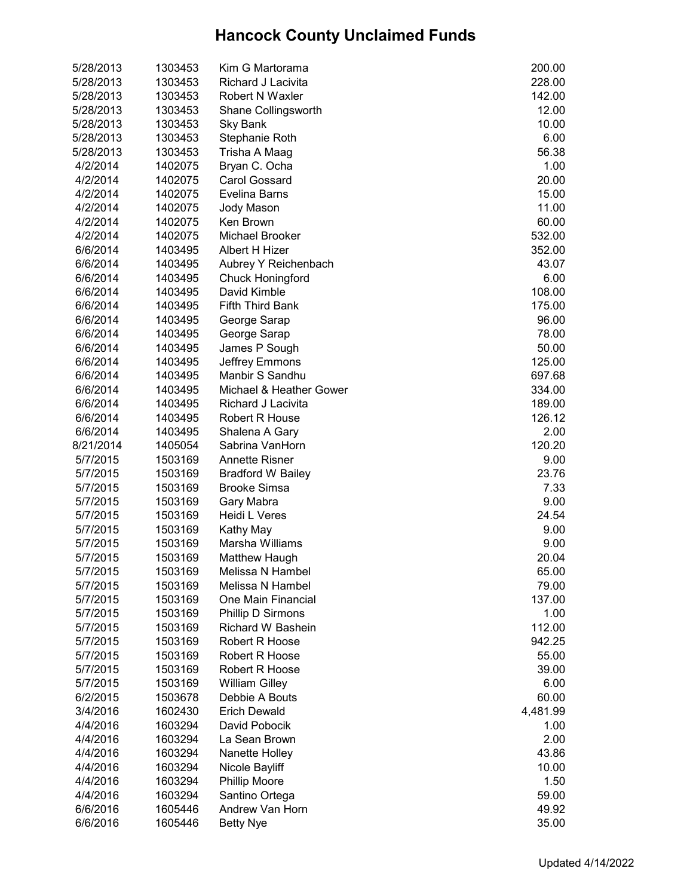# Hancock County Unclaimed Funds

| | | | |
|---|---|---|---|
| 5/28/2013 | 1303453 | Kim G Martorama | 200.00 |
| 5/28/2013 | 1303453 | Richard J Lacivita | 228.00 |
| 5/28/2013 | 1303453 | Robert N Waxler | 142.00 |
| 5/28/2013 | 1303453 | Shane Collingsworth | 12.00 |
| 5/28/2013 | 1303453 | Sky Bank | 10.00 |
| 5/28/2013 | 1303453 | Stephanie Roth | 6.00 |
| 5/28/2013 | 1303453 | Trisha A Maag | 56.38 |
| 4/2/2014 | 1402075 | Bryan C. Ocha | 1.00 |
| 4/2/2014 | 1402075 | Carol Gossard | 20.00 |
| 4/2/2014 | 1402075 | Evelina Barns | 15.00 |
| 4/2/2014 | 1402075 | Jody Mason | 11.00 |
| 4/2/2014 | 1402075 | Ken Brown | 60.00 |
| 4/2/2014 | 1402075 | Michael Brooker | 532.00 |
| 6/6/2014 | 1403495 | Albert H Hizer | 352.00 |
| 6/6/2014 | 1403495 | Aubrey Y Reichenbach | 43.07 |
| 6/6/2014 | 1403495 | Chuck Honingford | 6.00 |
| 6/6/2014 | 1403495 | David Kimble | 108.00 |
| 6/6/2014 | 1403495 | Fifth Third Bank | 175.00 |
| 6/6/2014 | 1403495 | George Sarap | 96.00 |
| 6/6/2014 | 1403495 | George Sarap | 78.00 |
| 6/6/2014 | 1403495 | James P Sough | 50.00 |
| 6/6/2014 | 1403495 | Jeffrey Emmons | 125.00 |
| 6/6/2014 | 1403495 | Manbir S Sandhu | 697.68 |
| 6/6/2014 | 1403495 | Michael & Heather Gower | 334.00 |
| 6/6/2014 | 1403495 | Richard J Lacivita | 189.00 |
| 6/6/2014 | 1403495 | Robert R House | 126.12 |
| 6/6/2014 | 1403495 | Shalena A Gary | 2.00 |
| 8/21/2014 | 1405054 | Sabrina VanHorn | 120.20 |
| 5/7/2015 | 1503169 | Annette Risner | 9.00 |
| 5/7/2015 | 1503169 | Bradford W Bailey | 23.76 |
| 5/7/2015 | 1503169 | Brooke Simsa | 7.33 |
| 5/7/2015 | 1503169 | Gary Mabra | 9.00 |
| 5/7/2015 | 1503169 | Heidi L Veres | 24.54 |
| 5/7/2015 | 1503169 | Kathy May | 9.00 |
| 5/7/2015 | 1503169 | Marsha Williams | 9.00 |
| 5/7/2015 | 1503169 | Matthew Haugh | 20.04 |
| 5/7/2015 | 1503169 | Melissa N Hambel | 65.00 |
| 5/7/2015 | 1503169 | Melissa N Hambel | 79.00 |
| 5/7/2015 | 1503169 | One Main Financial | 137.00 |
| 5/7/2015 | 1503169 | Phillip D Sirmons | 1.00 |
| 5/7/2015 | 1503169 | Richard W Bashein | 112.00 |
| 5/7/2015 | 1503169 | Robert R Hoose | 942.25 |
| 5/7/2015 | 1503169 | Robert R Hoose | 55.00 |
| 5/7/2015 | 1503169 | Robert R Hoose | 39.00 |
| 5/7/2015 | 1503169 | William Gilley | 6.00 |
| 6/2/2015 | 1503678 | Debbie A Bouts | 60.00 |
| 3/4/2016 | 1602430 | Erich Dewald | 4,481.99 |
| 4/4/2016 | 1603294 | David Pobocik | 1.00 |
| 4/4/2016 | 1603294 | La Sean Brown | 2.00 |
| 4/4/2016 | 1603294 | Nanette Holley | 43.86 |
| 4/4/2016 | 1603294 | Nicole Bayliff | 10.00 |
| 4/4/2016 | 1603294 | Phillip Moore | 1.50 |
| 4/4/2016 | 1603294 | Santino Ortega | 59.00 |
| 6/6/2016 | 1605446 | Andrew Van Horn | 49.92 |
| 6/6/2016 | 1605446 | Betty Nye | 35.00 |

Updated 4/14/2022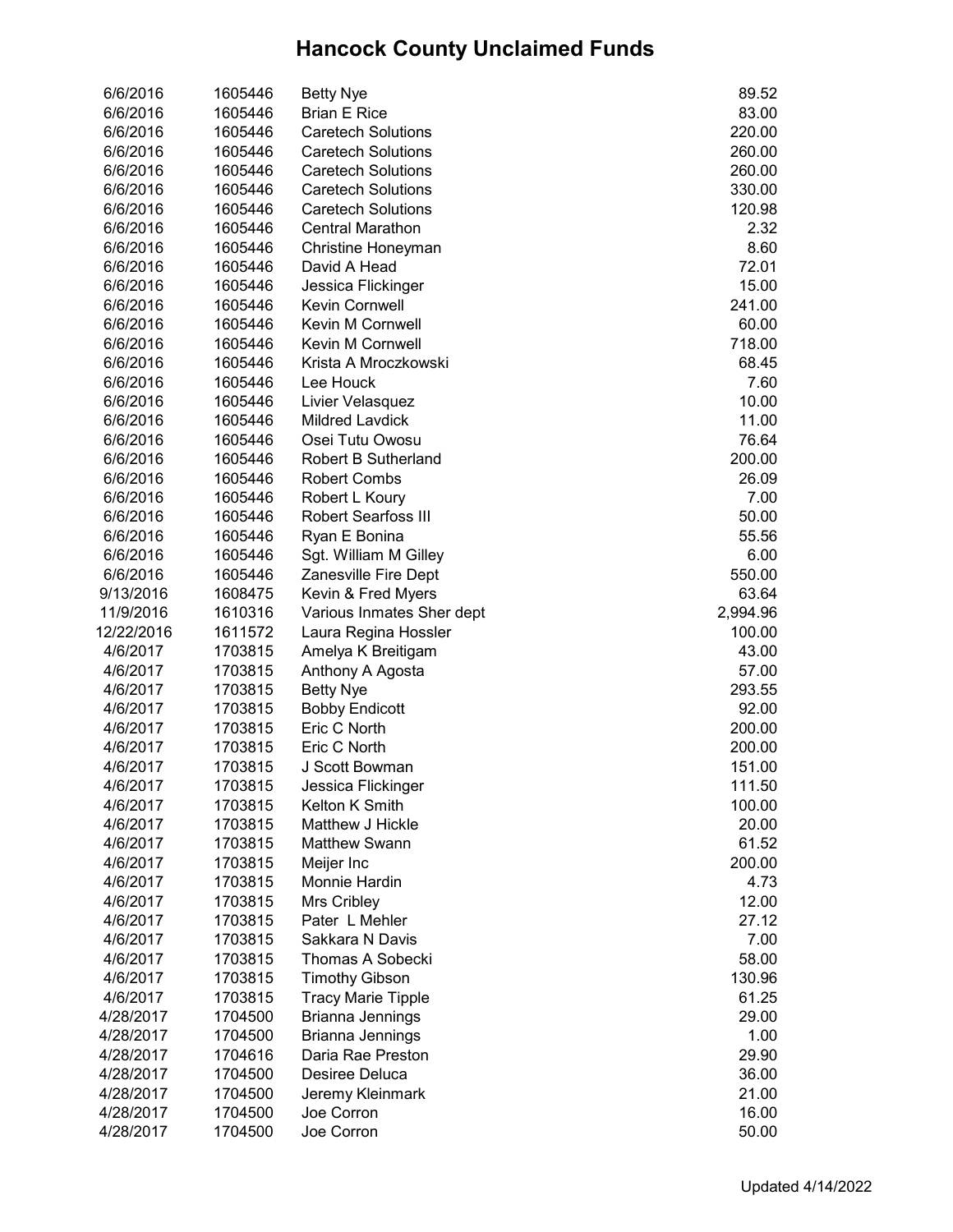# Hancock County Unclaimed Funds

| | | | |
|---|---|---|---|
| 6/6/2016 | 1605446 | Betty Nye | 89.52 |
| 6/6/2016 | 1605446 | Brian E Rice | 83.00 |
| 6/6/2016 | 1605446 | Caretech Solutions | 220.00 |
| 6/6/2016 | 1605446 | Caretech Solutions | 260.00 |
| 6/6/2016 | 1605446 | Caretech Solutions | 260.00 |
| 6/6/2016 | 1605446 | Caretech Solutions | 330.00 |
| 6/6/2016 | 1605446 | Caretech Solutions | 120.98 |
| 6/6/2016 | 1605446 | Central Marathon | 2.32 |
| 6/6/2016 | 1605446 | Christine Honeyman | 8.60 |
| 6/6/2016 | 1605446 | David A Head | 72.01 |
| 6/6/2016 | 1605446 | Jessica Flickinger | 15.00 |
| 6/6/2016 | 1605446 | Kevin Cornwell | 241.00 |
| 6/6/2016 | 1605446 | Kevin M Cornwell | 60.00 |
| 6/6/2016 | 1605446 | Kevin M Cornwell | 718.00 |
| 6/6/2016 | 1605446 | Krista A Mroczkowski | 68.45 |
| 6/6/2016 | 1605446 | Lee Houck | 7.60 |
| 6/6/2016 | 1605446 | Livier Velasquez | 10.00 |
| 6/6/2016 | 1605446 | Mildred Lavdick | 11.00 |
| 6/6/2016 | 1605446 | Osei Tutu Owosu | 76.64 |
| 6/6/2016 | 1605446 | Robert B Sutherland | 200.00 |
| 6/6/2016 | 1605446 | Robert Combs | 26.09 |
| 6/6/2016 | 1605446 | Robert L Koury | 7.00 |
| 6/6/2016 | 1605446 | Robert Searfoss III | 50.00 |
| 6/6/2016 | 1605446 | Ryan E Bonina | 55.56 |
| 6/6/2016 | 1605446 | Sgt. William M Gilley | 6.00 |
| 6/6/2016 | 1605446 | Zanesville Fire Dept | 550.00 |
| 9/13/2016 | 1608475 | Kevin & Fred Myers | 63.64 |
| 11/9/2016 | 1610316 | Various Inmates Sher dept | 2,994.96 |
| 12/22/2016 | 1611572 | Laura Regina Hossler | 100.00 |
| 4/6/2017 | 1703815 | Amelya K Breitigam | 43.00 |
| 4/6/2017 | 1703815 | Anthony A Agosta | 57.00 |
| 4/6/2017 | 1703815 | Betty Nye | 293.55 |
| 4/6/2017 | 1703815 | Bobby Endicott | 92.00 |
| 4/6/2017 | 1703815 | Eric C North | 200.00 |
| 4/6/2017 | 1703815 | Eric C North | 200.00 |
| 4/6/2017 | 1703815 | J Scott Bowman | 151.00 |
| 4/6/2017 | 1703815 | Jessica Flickinger | 111.50 |
| 4/6/2017 | 1703815 | Kelton K Smith | 100.00 |
| 4/6/2017 | 1703815 | Matthew J Hickle | 20.00 |
| 4/6/2017 | 1703815 | Matthew Swann | 61.52 |
| 4/6/2017 | 1703815 | Meijer Inc | 200.00 |
| 4/6/2017 | 1703815 | Monnie Hardin | 4.73 |
| 4/6/2017 | 1703815 | Mrs Cribley | 12.00 |
| 4/6/2017 | 1703815 | Pater L Mehler | 27.12 |
| 4/6/2017 | 1703815 | Sakkara N Davis | 7.00 |
| 4/6/2017 | 1703815 | Thomas A Sobecki | 58.00 |
| 4/6/2017 | 1703815 | Timothy Gibson | 130.96 |
| 4/6/2017 | 1703815 | Tracy Marie Tipple | 61.25 |
| 4/28/2017 | 1704500 | Brianna Jennings | 29.00 |
| 4/28/2017 | 1704500 | Brianna Jennings | 1.00 |
| 4/28/2017 | 1704616 | Daria Rae Preston | 29.90 |
| 4/28/2017 | 1704500 | Desiree Deluca | 36.00 |
| 4/28/2017 | 1704500 | Jeremy Kleinmark | 21.00 |
| 4/28/2017 | 1704500 | Joe Corron | 16.00 |
| 4/28/2017 | 1704500 | Joe Corron | 50.00 |

Updated 4/14/2022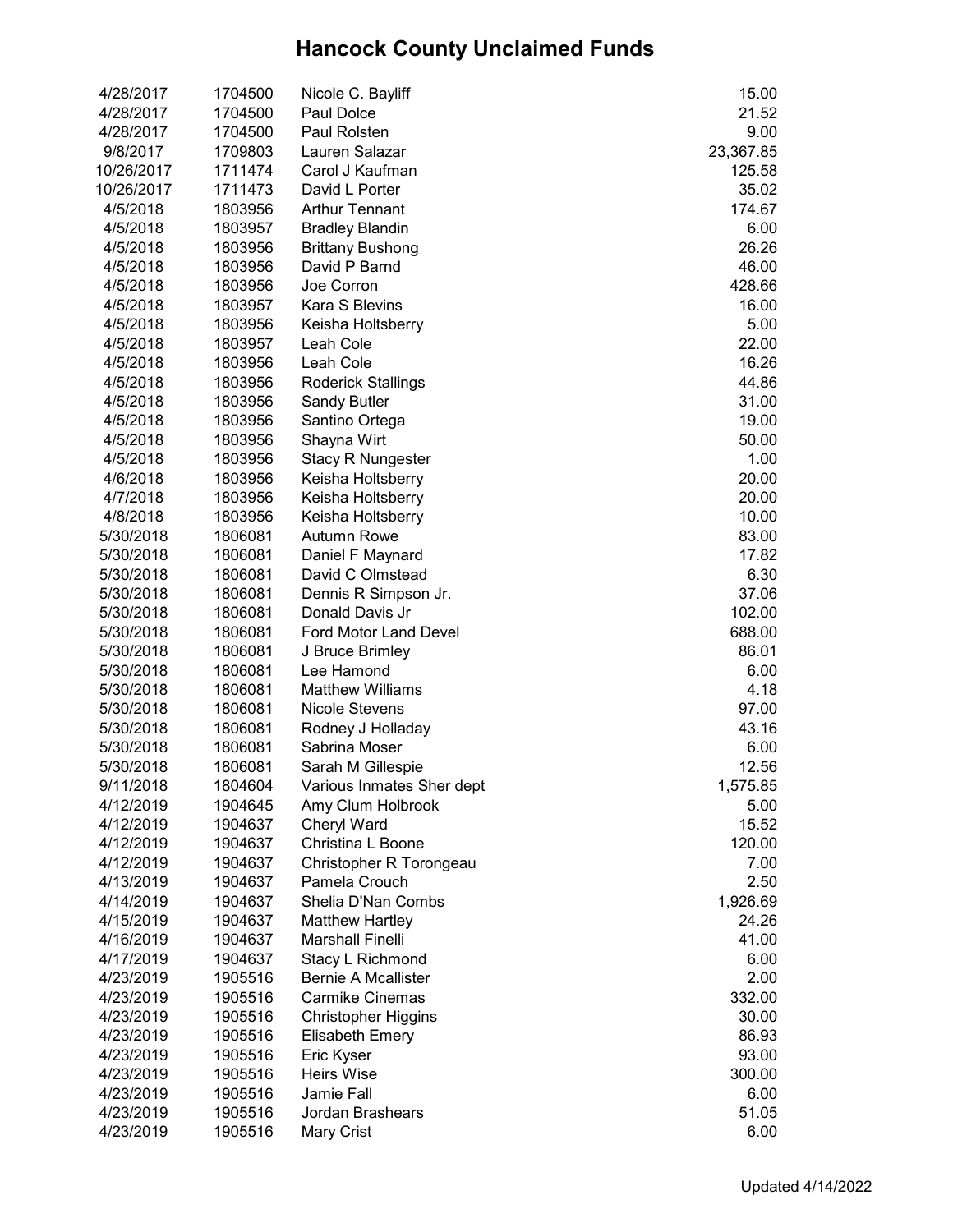# Hancock County Unclaimed Funds

| | | | |
|---|---|---|---|
| 4/28/2017 | 1704500 | Nicole C. Bayliff | 15.00 |
| 4/28/2017 | 1704500 | Paul Dolce | 21.52 |
| 4/28/2017 | 1704500 | Paul Rolsten | 9.00 |
| 9/8/2017 | 1709803 | Lauren Salazar | 23,367.85 |
| 10/26/2017 | 1711474 | Carol J Kaufman | 125.58 |
| 10/26/2017 | 1711473 | David L Porter | 35.02 |
| 4/5/2018 | 1803956 | Arthur Tennant | 174.67 |
| 4/5/2018 | 1803957 | Bradley Blandin | 6.00 |
| 4/5/2018 | 1803956 | Brittany Bushong | 26.26 |
| 4/5/2018 | 1803956 | David P Barnd | 46.00 |
| 4/5/2018 | 1803956 | Joe Corron | 428.66 |
| 4/5/2018 | 1803957 | Kara S Blevins | 16.00 |
| 4/5/2018 | 1803956 | Keisha Holtsberry | 5.00 |
| 4/5/2018 | 1803957 | Leah Cole | 22.00 |
| 4/5/2018 | 1803956 | Leah Cole | 16.26 |
| 4/5/2018 | 1803956 | Roderick Stallings | 44.86 |
| 4/5/2018 | 1803956 | Sandy Butler | 31.00 |
| 4/5/2018 | 1803956 | Santino Ortega | 19.00 |
| 4/5/2018 | 1803956 | Shayna Wirt | 50.00 |
| 4/5/2018 | 1803956 | Stacy R Nungester | 1.00 |
| 4/6/2018 | 1803956 | Keisha Holtsberry | 20.00 |
| 4/7/2018 | 1803956 | Keisha Holtsberry | 20.00 |
| 4/8/2018 | 1803956 | Keisha Holtsberry | 10.00 |
| 5/30/2018 | 1806081 | Autumn Rowe | 83.00 |
| 5/30/2018 | 1806081 | Daniel F Maynard | 17.82 |
| 5/30/2018 | 1806081 | David C Olmstead | 6.30 |
| 5/30/2018 | 1806081 | Dennis R Simpson Jr. | 37.06 |
| 5/30/2018 | 1806081 | Donald Davis Jr | 102.00 |
| 5/30/2018 | 1806081 | Ford Motor Land Devel | 688.00 |
| 5/30/2018 | 1806081 | J Bruce Brimley | 86.01 |
| 5/30/2018 | 1806081 | Lee Hamond | 6.00 |
| 5/30/2018 | 1806081 | Matthew Williams | 4.18 |
| 5/30/2018 | 1806081 | Nicole Stevens | 97.00 |
| 5/30/2018 | 1806081 | Rodney J Holladay | 43.16 |
| 5/30/2018 | 1806081 | Sabrina Moser | 6.00 |
| 5/30/2018 | 1806081 | Sarah M Gillespie | 12.56 |
| 9/11/2018 | 1804604 | Various Inmates Sher dept | 1,575.85 |
| 4/12/2019 | 1904645 | Amy Clum Holbrook | 5.00 |
| 4/12/2019 | 1904637 | Cheryl Ward | 15.52 |
| 4/12/2019 | 1904637 | Christina L Boone | 120.00 |
| 4/12/2019 | 1904637 | Christopher R Torongeau | 7.00 |
| 4/13/2019 | 1904637 | Pamela Crouch | 2.50 |
| 4/14/2019 | 1904637 | Shelia D'Nan Combs | 1,926.69 |
| 4/15/2019 | 1904637 | Matthew Hartley | 24.26 |
| 4/16/2019 | 1904637 | Marshall Finelli | 41.00 |
| 4/17/2019 | 1904637 | Stacy L Richmond | 6.00 |
| 4/23/2019 | 1905516 | Bernie A Mcallister | 2.00 |
| 4/23/2019 | 1905516 | Carmike Cinemas | 332.00 |
| 4/23/2019 | 1905516 | Christopher Higgins | 30.00 |
| 4/23/2019 | 1905516 | Elisabeth Emery | 86.93 |
| 4/23/2019 | 1905516 | Eric Kyser | 93.00 |
| 4/23/2019 | 1905516 | Heirs Wise | 300.00 |
| 4/23/2019 | 1905516 | Jamie Fall | 6.00 |
| 4/23/2019 | 1905516 | Jordan Brashears | 51.05 |
| 4/23/2019 | 1905516 | Mary Crist | 6.00 |

Updated 4/14/2022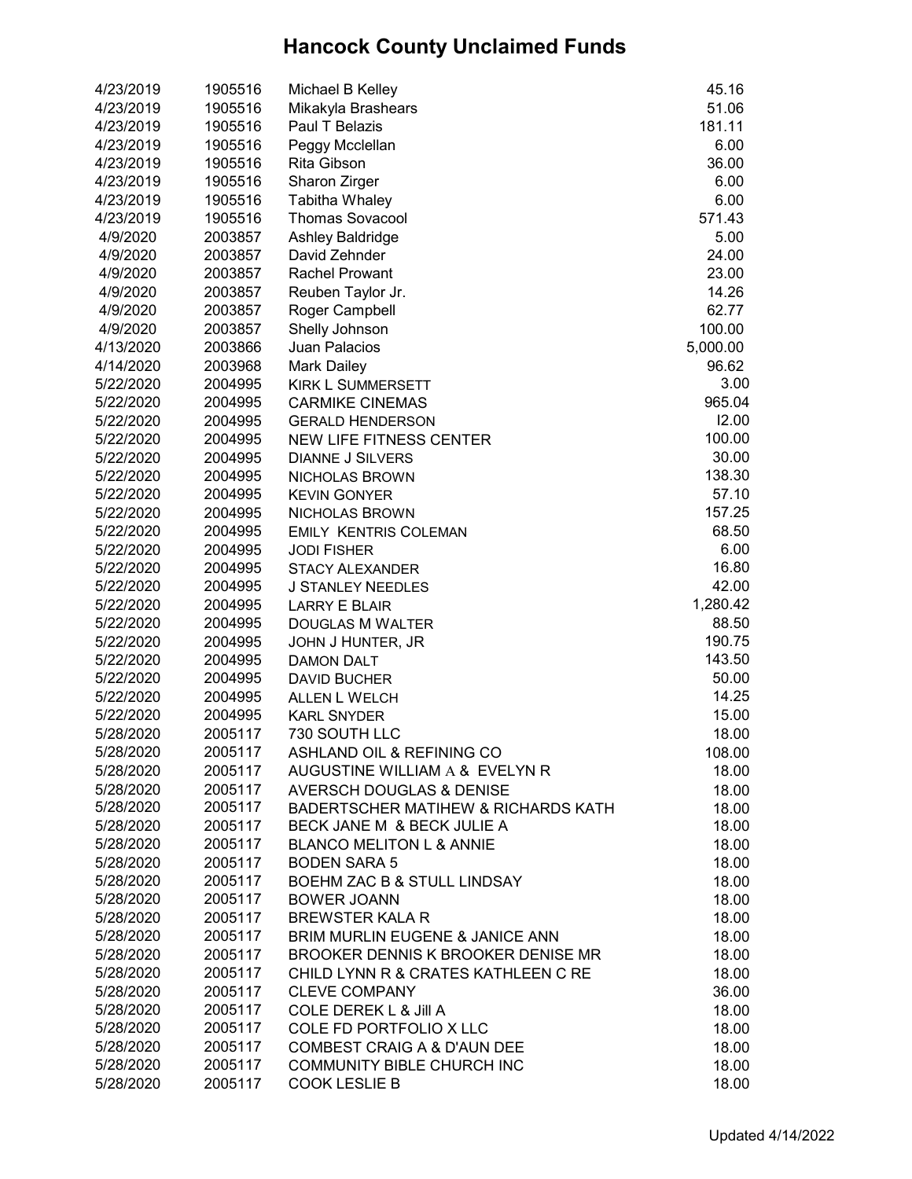# Hancock County Unclaimed Funds

| | | | |
|---|---|---|---|
| 4/23/2019 | 1905516 | Michael B Kelley | 45.16 |
| 4/23/2019 | 1905516 | Mikakyla Brashears | 51.06 |
| 4/23/2019 | 1905516 | Paul T Belazis | 181.11 |
| 4/23/2019 | 1905516 | Peggy Mcclellan | 6.00 |
| 4/23/2019 | 1905516 | Rita Gibson | 36.00 |
| 4/23/2019 | 1905516 | Sharon Zirger | 6.00 |
| 4/23/2019 | 1905516 | Tabitha Whaley | 6.00 |
| 4/23/2019 | 1905516 | Thomas Sovacool | 571.43 |
| 4/9/2020 | 2003857 | Ashley Baldridge | 5.00 |
| 4/9/2020 | 2003857 | David Zehnder | 24.00 |
| 4/9/2020 | 2003857 | Rachel Prowant | 23.00 |
| 4/9/2020 | 2003857 | Reuben Taylor Jr. | 14.26 |
| 4/9/2020 | 2003857 | Roger Campbell | 62.77 |
| 4/9/2020 | 2003857 | Shelly Johnson | 100.00 |
| 4/13/2020 | 2003866 | Juan Palacios | 5,000.00 |
| 4/14/2020 | 2003968 | Mark Dailey | 96.62 |
| 5/22/2020 | 2004995 | KIRK L SUMMERSETT | 3.00 |
| 5/22/2020 | 2004995 | CARMIKE CINEMAS | 965.04 |
| 5/22/2020 | 2004995 | GERALD HENDERSON | I2.00 |
| 5/22/2020 | 2004995 | NEW LIFE FITNESS CENTER | 100.00 |
| 5/22/2020 | 2004995 | DIANNE J SILVERS | 30.00 |
| 5/22/2020 | 2004995 | NICHOLAS BROWN | 138.30 |
| 5/22/2020 | 2004995 | KEVIN GONYER | 57.10 |
| 5/22/2020 | 2004995 | NICHOLAS BROWN | 157.25 |
| 5/22/2020 | 2004995 | EMILY KENTRIS COLEMAN | 68.50 |
| 5/22/2020 | 2004995 | JODI FISHER | 6.00 |
| 5/22/2020 | 2004995 | STACY ALEXANDER | 16.80 |
| 5/22/2020 | 2004995 | J STANLEY NEEDLES | 42.00 |
| 5/22/2020 | 2004995 | LARRY E BLAIR | 1,280.42 |
| 5/22/2020 | 2004995 | DOUGLAS M WALTER | 88.50 |
| 5/22/2020 | 2004995 | JOHN J HUNTER, JR | 190.75 |
| 5/22/2020 | 2004995 | DAMON DALT | 143.50 |
| 5/22/2020 | 2004995 | DAVID BUCHER | 50.00 |
| 5/22/2020 | 2004995 | ALLEN L WELCH | 14.25 |
| 5/22/2020 | 2004995 | KARL SNYDER | 15.00 |
| 5/28/2020 | 2005117 | 730 SOUTH LLC | 18.00 |
| 5/28/2020 | 2005117 | ASHLAND OIL & REFINING CO | 108.00 |
| 5/28/2020 | 2005117 | AUGUSTINE WILLIAM A & EVELYN R | 18.00 |
| 5/28/2020 | 2005117 | AVERSCH DOUGLAS & DENISE | 18.00 |
| 5/28/2020 | 2005117 | BADERTSCHER MATIHEW & RICHARDS KATH | 18.00 |
| 5/28/2020 | 2005117 | BECK JANE M & BECK JULIE A | 18.00 |
| 5/28/2020 | 2005117 | BLANCO MELITON L & ANNIE | 18.00 |
| 5/28/2020 | 2005117 | BODEN SARA 5 | 18.00 |
| 5/28/2020 | 2005117 | BOEHM ZAC B & STULL LINDSAY | 18.00 |
| 5/28/2020 | 2005117 | BOWER JOANN | 18.00 |
| 5/28/2020 | 2005117 | BREWSTER KALA R | 18.00 |
| 5/28/2020 | 2005117 | BRIM MURLIN EUGENE & JANICE ANN | 18.00 |
| 5/28/2020 | 2005117 | BROOKER DENNIS K BROOKER DENISE MR | 18.00 |
| 5/28/2020 | 2005117 | CHILD LYNN R & CRATES KATHLEEN C RE | 18.00 |
| 5/28/2020 | 2005117 | CLEVE COMPANY | 36.00 |
| 5/28/2020 | 2005117 | COLE DEREK L & Jill A | 18.00 |
| 5/28/2020 | 2005117 | COLE FD PORTFOLIO X LLC | 18.00 |
| 5/28/2020 | 2005117 | COMBEST CRAIG A & D'AUN DEE | 18.00 |
| 5/28/2020 | 2005117 | COMMUNITY BIBLE CHURCH INC | 18.00 |
| 5/28/2020 | 2005117 | COOK LESLIE B | 18.00 |

Updated 4/14/2022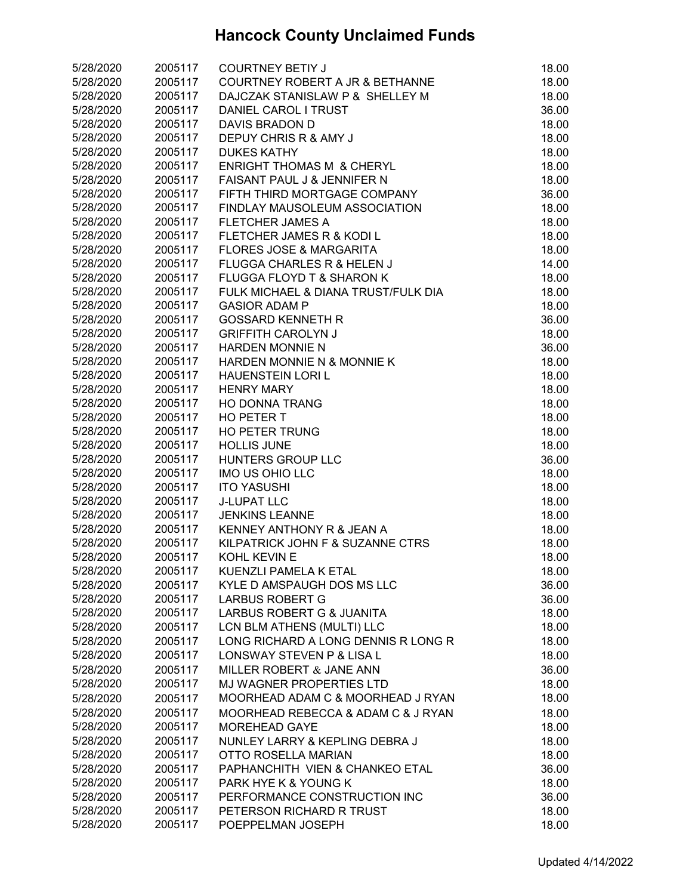# Hancock County Unclaimed Funds

| | | | |
|---|---|---|---|
| 5/28/2020 | 2005117 | COURTNEY BETIY J | 18.00 |
| 5/28/2020 | 2005117 | COURTNEY ROBERT A JR & BETHANNE | 18.00 |
| 5/28/2020 | 2005117 | DAJCZAK STANISLAW P & SHELLEY M | 18.00 |
| 5/28/2020 | 2005117 | DANIEL CAROL I TRUST | 36.00 |
| 5/28/2020 | 2005117 | DAVIS BRADON D | 18.00 |
| 5/28/2020 | 2005117 | DEPUY CHRIS R & AMY J | 18.00 |
| 5/28/2020 | 2005117 | DUKES KATHY | 18.00 |
| 5/28/2020 | 2005117 | ENRIGHT THOMAS M & CHERYL | 18.00 |
| 5/28/2020 | 2005117 | FAISANT PAUL J & JENNIFER N | 18.00 |
| 5/28/2020 | 2005117 | FIFTH THIRD MORTGAGE COMPANY | 36.00 |
| 5/28/2020 | 2005117 | FINDLAY MAUSOLEUM ASSOCIATION | 18.00 |
| 5/28/2020 | 2005117 | FLETCHER JAMES A | 18.00 |
| 5/28/2020 | 2005117 | FLETCHER JAMES R & KODI L | 18.00 |
| 5/28/2020 | 2005117 | FLORES JOSE & MARGARITA | 18.00 |
| 5/28/2020 | 2005117 | FLUGGA CHARLES R & HELEN J | 14.00 |
| 5/28/2020 | 2005117 | FLUGGA FLOYD T & SHARON K | 18.00 |
| 5/28/2020 | 2005117 | FULK MICHAEL & DIANA TRUST/FULK DIA | 18.00 |
| 5/28/2020 | 2005117 | GASIOR ADAM P | 18.00 |
| 5/28/2020 | 2005117 | GOSSARD KENNETH R | 36.00 |
| 5/28/2020 | 2005117 | GRIFFITH CAROLYN J | 18.00 |
| 5/28/2020 | 2005117 | HARDEN MONNIE N | 36.00 |
| 5/28/2020 | 2005117 | HARDEN MONNIE N & MONNIE K | 18.00 |
| 5/28/2020 | 2005117 | HAUENSTEIN LORI L | 18.00 |
| 5/28/2020 | 2005117 | HENRY MARY | 18.00 |
| 5/28/2020 | 2005117 | HO DONNA TRANG | 18.00 |
| 5/28/2020 | 2005117 | HO PETER T | 18.00 |
| 5/28/2020 | 2005117 | HO PETER TRUNG | 18.00 |
| 5/28/2020 | 2005117 | HOLLIS JUNE | 18.00 |
| 5/28/2020 | 2005117 | HUNTERS GROUP LLC | 36.00 |
| 5/28/2020 | 2005117 | IMO US OHIO LLC | 18.00 |
| 5/28/2020 | 2005117 | ITO YASUSHI | 18.00 |
| 5/28/2020 | 2005117 | J-LUPAT LLC | 18.00 |
| 5/28/2020 | 2005117 | JENKINS LEANNE | 18.00 |
| 5/28/2020 | 2005117 | KENNEY ANTHONY R & JEAN A | 18.00 |
| 5/28/2020 | 2005117 | KILPATRICK JOHN F & SUZANNE CTRS | 18.00 |
| 5/28/2020 | 2005117 | KOHL KEVIN E | 18.00 |
| 5/28/2020 | 2005117 | KUENZLI PAMELA K ETAL | 18.00 |
| 5/28/2020 | 2005117 | KYLE D AMSPAUGH DOS MS LLC | 36.00 |
| 5/28/2020 | 2005117 | LARBUS ROBERT G | 36.00 |
| 5/28/2020 | 2005117 | LARBUS ROBERT G & JUANITA | 18.00 |
| 5/28/2020 | 2005117 | LCN BLM ATHENS (MULTI) LLC | 18.00 |
| 5/28/2020 | 2005117 | LONG RICHARD A LONG DENNIS R LONG R | 18.00 |
| 5/28/2020 | 2005117 | LONSWAY STEVEN P & LISA L | 18.00 |
| 5/28/2020 | 2005117 | MILLER ROBERT & JANE ANN | 36.00 |
| 5/28/2020 | 2005117 | MJ WAGNER PROPERTIES LTD | 18.00 |
| 5/28/2020 | 2005117 | MOORHEAD ADAM C & MOORHEAD J RYAN | 18.00 |
| 5/28/2020 | 2005117 | MOORHEAD REBECCA & ADAM C & J RYAN | 18.00 |
| 5/28/2020 | 2005117 | MOREHEAD GAYE | 18.00 |
| 5/28/2020 | 2005117 | NUNLEY LARRY & KEPLING DEBRA J | 18.00 |
| 5/28/2020 | 2005117 | OTTO ROSELLA MARIAN | 18.00 |
| 5/28/2020 | 2005117 | PAPHANCHITH VIEN & CHANKEO ETAL | 36.00 |
| 5/28/2020 | 2005117 | PARK HYE K & YOUNG K | 18.00 |
| 5/28/2020 | 2005117 | PERFORMANCE CONSTRUCTION INC | 36.00 |
| 5/28/2020 | 2005117 | PETERSON RICHARD R TRUST | 18.00 |
| 5/28/2020 | 2005117 | POEPPELMAN JOSEPH | 18.00 |

Updated 4/14/2022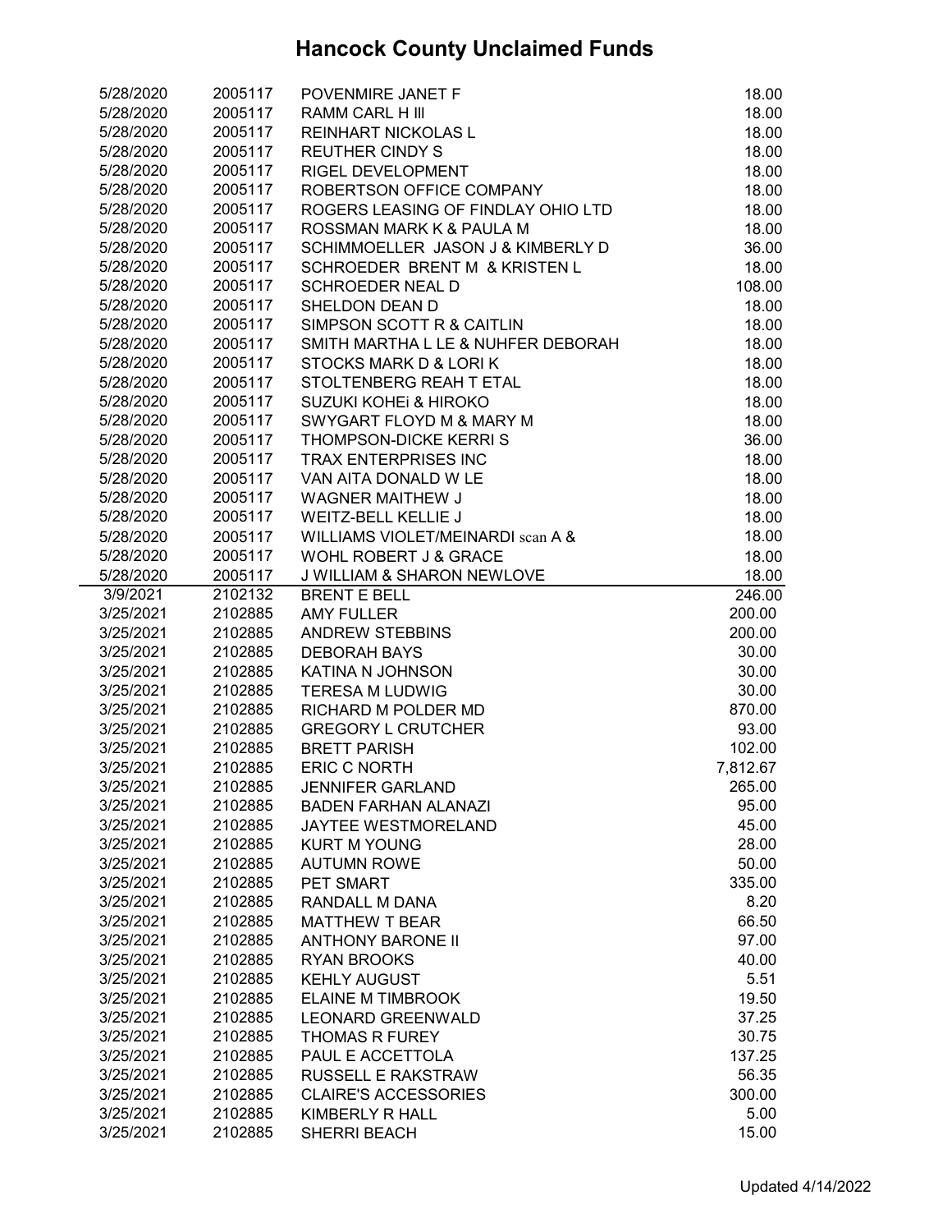# Hancock County Unclaimed Funds

| | | | |
|---|---|---|---|
| 5/28/2020 | 2005117 | POVENMIRE JANET F | 18.00 |
| 5/28/2020 | 2005117 | RAMM CARL H III | 18.00 |
| 5/28/2020 | 2005117 | REINHART NICKOLAS L | 18.00 |
| 5/28/2020 | 2005117 | REUTHER CINDY S | 18.00 |
| 5/28/2020 | 2005117 | RIGEL DEVELOPMENT | 18.00 |
| 5/28/2020 | 2005117 | ROBERTSON OFFICE COMPANY | 18.00 |
| 5/28/2020 | 2005117 | ROGERS LEASING OF FINDLAY OHIO LTD | 18.00 |
| 5/28/2020 | 2005117 | ROSSMAN MARK K & PAULA M | 18.00 |
| 5/28/2020 | 2005117 | SCHIMMOELLER JASON J & KIMBERLY D | 36.00 |
| 5/28/2020 | 2005117 | SCHROEDER BRENT M & KRISTEN L | 18.00 |
| 5/28/2020 | 2005117 | SCHROEDER NEAL D | 108.00 |
| 5/28/2020 | 2005117 | SHELDON DEAN D | 18.00 |
| 5/28/2020 | 2005117 | SIMPSON SCOTT R & CAITLIN | 18.00 |
| 5/28/2020 | 2005117 | SMITH MARTHA L LE & NUHFER DEBORAH | 18.00 |
| 5/28/2020 | 2005117 | STOCKS MARK D & LORI K | 18.00 |
| 5/28/2020 | 2005117 | STOLTENBERG REAH T ETAL | 18.00 |
| 5/28/2020 | 2005117 | SUZUKI KOHEi & HIROKO | 18.00 |
| 5/28/2020 | 2005117 | SWYGART FLOYD M & MARY M | 18.00 |
| 5/28/2020 | 2005117 | THOMPSON-DICKE KERRI S | 36.00 |
| 5/28/2020 | 2005117 | TRAX ENTERPRISES INC | 18.00 |
| 5/28/2020 | 2005117 | VAN AITA DONALD W LE | 18.00 |
| 5/28/2020 | 2005117 | WAGNER MAITHEW J | 18.00 |
| 5/28/2020 | 2005117 | WEITZ-BELL KELLIE J | 18.00 |
| 5/28/2020 | 2005117 | WILLIAMS VIOLET/MEINARDI scan A & | 18.00 |
| 5/28/2020 | 2005117 | WOHL ROBERT J & GRACE | 18.00 |
| 5/28/2020 | 2005117 | J WILLIAM & SHARON NEWLOVE | 18.00 |
| 3/9/2021 | 2102132 | BRENT E BELL | 246.00 |
| 3/25/2021 | 2102885 | AMY FULLER | 200.00 |
| 3/25/2021 | 2102885 | ANDREW STEBBINS | 200.00 |
| 3/25/2021 | 2102885 | DEBORAH BAYS | 30.00 |
| 3/25/2021 | 2102885 | KATINA N JOHNSON | 30.00 |
| 3/25/2021 | 2102885 | TERESA M LUDWIG | 30.00 |
| 3/25/2021 | 2102885 | RICHARD M POLDER MD | 870.00 |
| 3/25/2021 | 2102885 | GREGORY L CRUTCHER | 93.00 |
| 3/25/2021 | 2102885 | BRETT PARISH | 102.00 |
| 3/25/2021 | 2102885 | ERIC C NORTH | 7,812.67 |
| 3/25/2021 | 2102885 | JENNIFER GARLAND | 265.00 |
| 3/25/2021 | 2102885 | BADEN FARHAN ALANAZI | 95.00 |
| 3/25/2021 | 2102885 | JAYTEE WESTMORELAND | 45.00 |
| 3/25/2021 | 2102885 | KURT M YOUNG | 28.00 |
| 3/25/2021 | 2102885 | AUTUMN ROWE | 50.00 |
| 3/25/2021 | 2102885 | PET SMART | 335.00 |
| 3/25/2021 | 2102885 | RANDALL M DANA | 8.20 |
| 3/25/2021 | 2102885 | MATTHEW T BEAR | 66.50 |
| 3/25/2021 | 2102885 | ANTHONY BARONE II | 97.00 |
| 3/25/2021 | 2102885 | RYAN BROOKS | 40.00 |
| 3/25/2021 | 2102885 | KEHLY AUGUST | 5.51 |
| 3/25/2021 | 2102885 | ELAINE M TIMBROOK | 19.50 |
| 3/25/2021 | 2102885 | LEONARD GREENWALD | 37.25 |
| 3/25/2021 | 2102885 | THOMAS R FUREY | 30.75 |
| 3/25/2021 | 2102885 | PAUL E ACCETTOLA | 137.25 |
| 3/25/2021 | 2102885 | RUSSELL E RAKSTRAW | 56.35 |
| 3/25/2021 | 2102885 | CLAIRE'S ACCESSORIES | 300.00 |
| 3/25/2021 | 2102885 | KIMBERLY R HALL | 5.00 |
| 3/25/2021 | 2102885 | SHERRI BEACH | 15.00 |

Updated 4/14/2022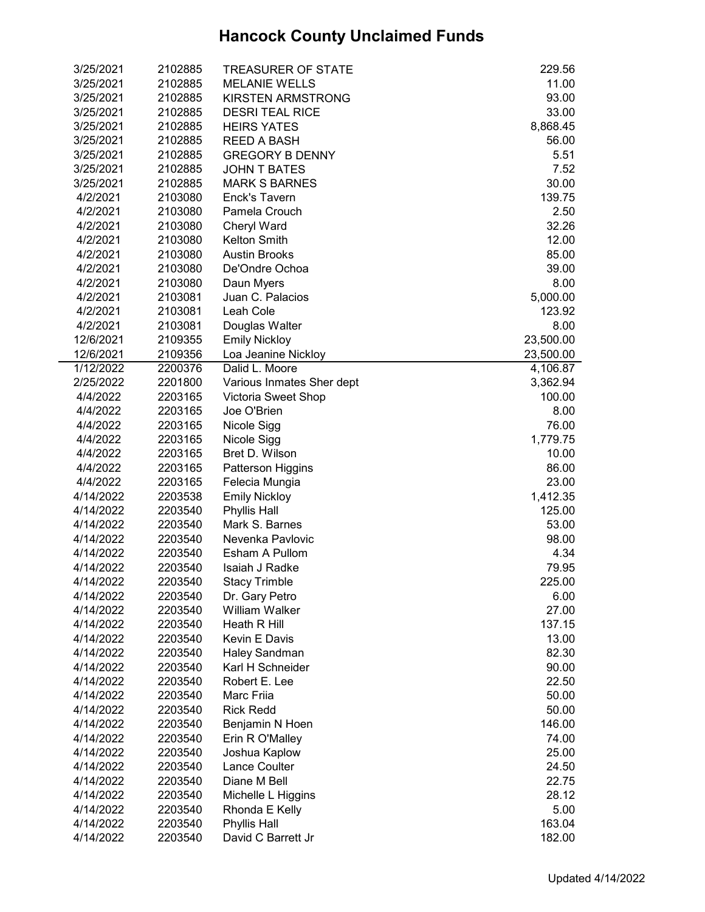# Hancock County Unclaimed Funds

| | | | |
|---|---|---|---|
| 3/25/2021 | 2102885 | TREASURER OF STATE | 229.56 |
| 3/25/2021 | 2102885 | MELANIE WELLS | 11.00 |
| 3/25/2021 | 2102885 | KIRSTEN ARMSTRONG | 93.00 |
| 3/25/2021 | 2102885 | DESRI TEAL RICE | 33.00 |
| 3/25/2021 | 2102885 | HEIRS YATES | 8,868.45 |
| 3/25/2021 | 2102885 | REED A BASH | 56.00 |
| 3/25/2021 | 2102885 | GREGORY B DENNY | 5.51 |
| 3/25/2021 | 2102885 | JOHN T BATES | 7.52 |
| 3/25/2021 | 2102885 | MARK S BARNES | 30.00 |
| 4/2/2021 | 2103080 | Enck's Tavern | 139.75 |
| 4/2/2021 | 2103080 | Pamela Crouch | 2.50 |
| 4/2/2021 | 2103080 | Cheryl Ward | 32.26 |
| 4/2/2021 | 2103080 | Kelton Smith | 12.00 |
| 4/2/2021 | 2103080 | Austin Brooks | 85.00 |
| 4/2/2021 | 2103080 | De'Ondre Ochoa | 39.00 |
| 4/2/2021 | 2103080 | Daun Myers | 8.00 |
| 4/2/2021 | 2103081 | Juan C. Palacios | 5,000.00 |
| 4/2/2021 | 2103081 | Leah Cole | 123.92 |
| 4/2/2021 | 2103081 | Douglas Walter | 8.00 |
| 12/6/2021 | 2109355 | Emily Nickloy | 23,500.00 |
| 12/6/2021 | 2109356 | Loa Jeanine Nickloy | 23,500.00 |
| 1/12/2022 | 2200376 | Dalid L. Moore | 4,106.87 |
| 2/25/2022 | 2201800 | Various Inmates Sher dept | 3,362.94 |
| 4/4/2022 | 2203165 | Victoria Sweet Shop | 100.00 |
| 4/4/2022 | 2203165 | Joe O'Brien | 8.00 |
| 4/4/2022 | 2203165 | Nicole Sigg | 76.00 |
| 4/4/2022 | 2203165 | Nicole Sigg | 1,779.75 |
| 4/4/2022 | 2203165 | Bret D. Wilson | 10.00 |
| 4/4/2022 | 2203165 | Patterson Higgins | 86.00 |
| 4/4/2022 | 2203165 | Felecia Mungia | 23.00 |
| 4/14/2022 | 2203538 | Emily Nickloy | 1,412.35 |
| 4/14/2022 | 2203540 | Phyllis Hall | 125.00 |
| 4/14/2022 | 2203540 | Mark S. Barnes | 53.00 |
| 4/14/2022 | 2203540 | Nevenka Pavlovic | 98.00 |
| 4/14/2022 | 2203540 | Esham A Pullom | 4.34 |
| 4/14/2022 | 2203540 | Isaiah J Radke | 79.95 |
| 4/14/2022 | 2203540 | Stacy Trimble | 225.00 |
| 4/14/2022 | 2203540 | Dr. Gary Petro | 6.00 |
| 4/14/2022 | 2203540 | William Walker | 27.00 |
| 4/14/2022 | 2203540 | Heath R Hill | 137.15 |
| 4/14/2022 | 2203540 | Kevin E Davis | 13.00 |
| 4/14/2022 | 2203540 | Haley Sandman | 82.30 |
| 4/14/2022 | 2203540 | Karl H Schneider | 90.00 |
| 4/14/2022 | 2203540 | Robert E. Lee | 22.50 |
| 4/14/2022 | 2203540 | Marc Friia | 50.00 |
| 4/14/2022 | 2203540 | Rick Redd | 50.00 |
| 4/14/2022 | 2203540 | Benjamin N Hoen | 146.00 |
| 4/14/2022 | 2203540 | Erin R O'Malley | 74.00 |
| 4/14/2022 | 2203540 | Joshua Kaplow | 25.00 |
| 4/14/2022 | 2203540 | Lance Coulter | 24.50 |
| 4/14/2022 | 2203540 | Diane M Bell | 22.75 |
| 4/14/2022 | 2203540 | Michelle L Higgins | 28.12 |
| 4/14/2022 | 2203540 | Rhonda E Kelly | 5.00 |
| 4/14/2022 | 2203540 | Phyllis Hall | 163.04 |
| 4/14/2022 | 2203540 | David C Barrett Jr | 182.00 |

Updated 4/14/2022